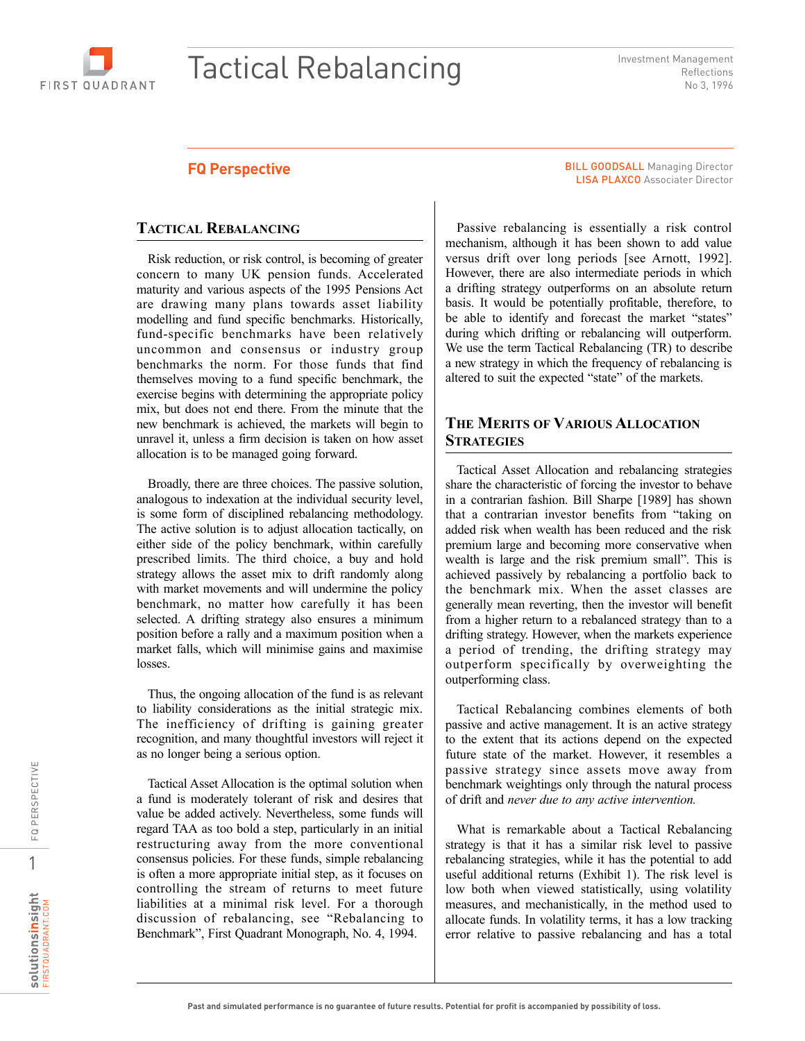# Tactical Rebalancing

Investment Management Reflections No 3, 1996

**FQ Perspective**

BILL GOODSALL Managing Director
LISA PLAXCO Associater Director

## Tactical Rebalancing

Risk reduction, or risk control, is becoming of greater concern to many UK pension funds. Accelerated maturity and various aspects of the 1995 Pensions Act are drawing many plans towards asset liability modelling and fund specific benchmarks. Historically, fund-specific benchmarks have been relatively uncommon and consensus or industry group benchmarks the norm. For those funds that find themselves moving to a fund specific benchmark, the exercise begins with determining the appropriate policy mix, but does not end there. From the minute that the new benchmark is achieved, the markets will begin to unravel it, unless a firm decision is taken on how asset allocation is to be managed going forward.

Broadly, there are three choices. The passive solution, analogous to indexation at the individual security level, is some form of disciplined rebalancing methodology. The active solution is to adjust allocation tactically, on either side of the policy benchmark, within carefully prescribed limits. The third choice, a buy and hold strategy allows the asset mix to drift randomly along with market movements and will undermine the policy benchmark, no matter how carefully it has been selected. A drifting strategy also ensures a minimum position before a rally and a maximum position when a market falls, which will minimise gains and maximise losses.

Thus, the ongoing allocation of the fund is as relevant to liability considerations as the initial strategic mix. The inefficiency of drifting is gaining greater recognition, and many thoughtful investors will reject it as no longer being a serious option.

Tactical Asset Allocation is the optimal solution when a fund is moderately tolerant of risk and desires that value be added actively. Nevertheless, some funds will regard TAA as too bold a step, particularly in an initial restructuring away from the more conventional consensus policies. For these funds, simple rebalancing is often a more appropriate initial step, as it focuses on controlling the stream of returns to meet future liabilities at a minimal risk level. For a thorough discussion of rebalancing, see "Rebalancing to Benchmark", First Quadrant Monograph, No. 4, 1994.

Passive rebalancing is essentially a risk control mechanism, although it has been shown to add value versus drift over long periods [see Arnott, 1992]. However, there are also intermediate periods in which a drifting strategy outperforms on an absolute return basis. It would be potentially profitable, therefore, to be able to identify and forecast the market "states" during which drifting or rebalancing will outperform. We use the term Tactical Rebalancing (TR) to describe a new strategy in which the frequency of rebalancing is altered to suit the expected "state" of the markets.

## The Merits of Various Allocation Strategies

Tactical Asset Allocation and rebalancing strategies share the characteristic of forcing the investor to behave in a contrarian fashion. Bill Sharpe [1989] has shown that a contrarian investor benefits from "taking on added risk when wealth has been reduced and the risk premium large and becoming more conservative when wealth is large and the risk premium small". This is achieved passively by rebalancing a portfolio back to the benchmark mix. When the asset classes are generally mean reverting, then the investor will benefit from a higher return to a rebalanced strategy than to a drifting strategy. However, when the markets experience a period of trending, the drifting strategy may outperform specifically by overweighting the outperforming class.

Tactical Rebalancing combines elements of both passive and active management. It is an active strategy to the extent that its actions depend on the expected future state of the market. However, it resembles a passive strategy since assets move away from benchmark weightings only through the natural process of drift and *never due to any active intervention.*

What is remarkable about a Tactical Rebalancing strategy is that it has a similar risk level to passive rebalancing strategies, while it has the potential to add useful additional returns (Exhibit 1). The risk level is low both when viewed statistically, using volatility measures, and mechanistically, in the method used to allocate funds. In volatility terms, it has a low tracking error relative to passive rebalancing and has a total

Past and simulated performance is no guarantee of future results. Potential for profit is accompanied by possibility of loss.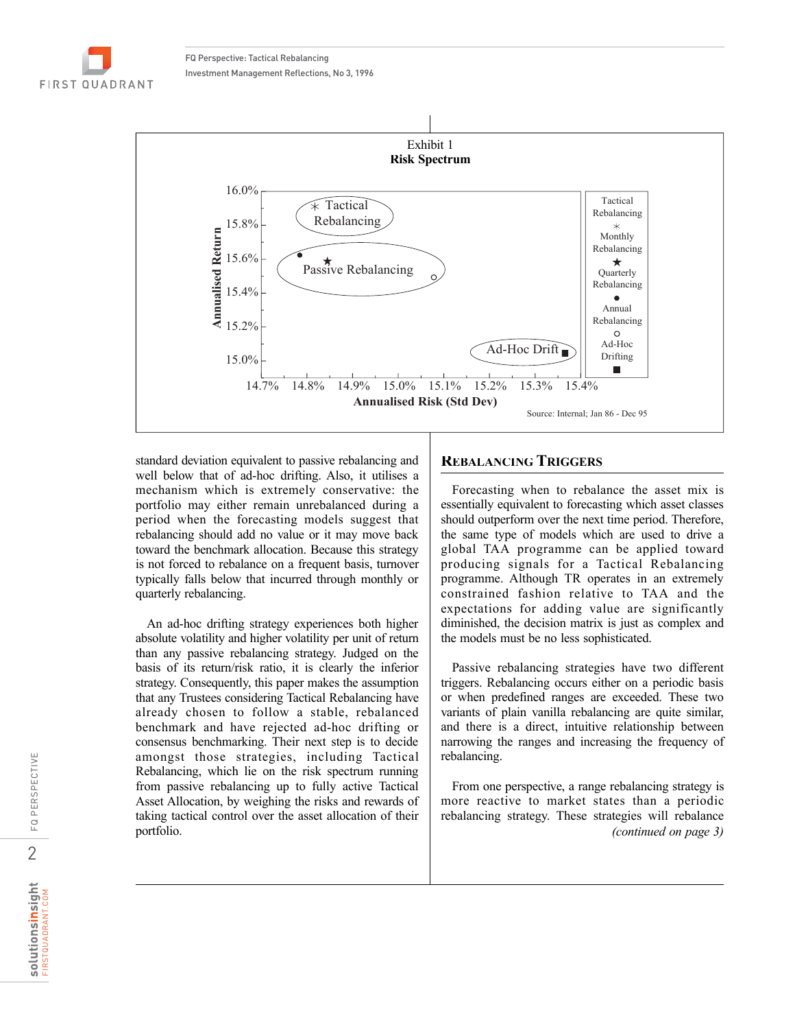Exhibit 1

**Risk Spectrum**

Source: Internal; Jan 86 - Dec 95

standard deviation equivalent to passive rebalancing and well below that of ad-hoc drifting. Also, it utilises a mechanism which is extremely conservative: the portfolio may either remain unrebalanced during a period when the forecasting models suggest that rebalancing should add no value or it may move back toward the benchmark allocation. Because this strategy is not forced to rebalance on a frequent basis, turnover typically falls below that incurred through monthly or quarterly rebalancing.

An ad-hoc drifting strategy experiences both higher absolute volatility and higher volatility per unit of return than any passive rebalancing strategy. Judged on the basis of its return/risk ratio, it is clearly the inferior strategy. Consequently, this paper makes the assumption that any Trustees considering Tactical Rebalancing have already chosen to follow a stable, rebalanced benchmark and have rejected ad-hoc drifting or consensus benchmarking. Their next step is to decide amongst those strategies, including Tactical Rebalancing, which lie on the risk spectrum running from passive rebalancing up to fully active Tactical Asset Allocation, by weighing the risks and rewards of taking tactical control over the asset allocation of their portfolio.

## Rebalancing Triggers

Forecasting when to rebalance the asset mix is essentially equivalent to forecasting which asset classes should outperform over the next time period. Therefore, the same type of models which are used to drive a global TAA programme can be applied toward producing signals for a Tactical Rebalancing programme. Although TR operates in an extremely constrained fashion relative to TAA and the expectations for adding value are significantly diminished, the decision matrix is just as complex and the models must be no less sophisticated.

Passive rebalancing strategies have two different triggers. Rebalancing occurs either on a periodic basis or when predefined ranges are exceeded. These two variants of plain vanilla rebalancing are quite similar, and there is a direct, intuitive relationship between narrowing the ranges and increasing the frequency of rebalancing.

From one perspective, a range rebalancing strategy is more reactive to market states than a periodic rebalancing strategy. These strategies will rebalance

*(continued on page 3)*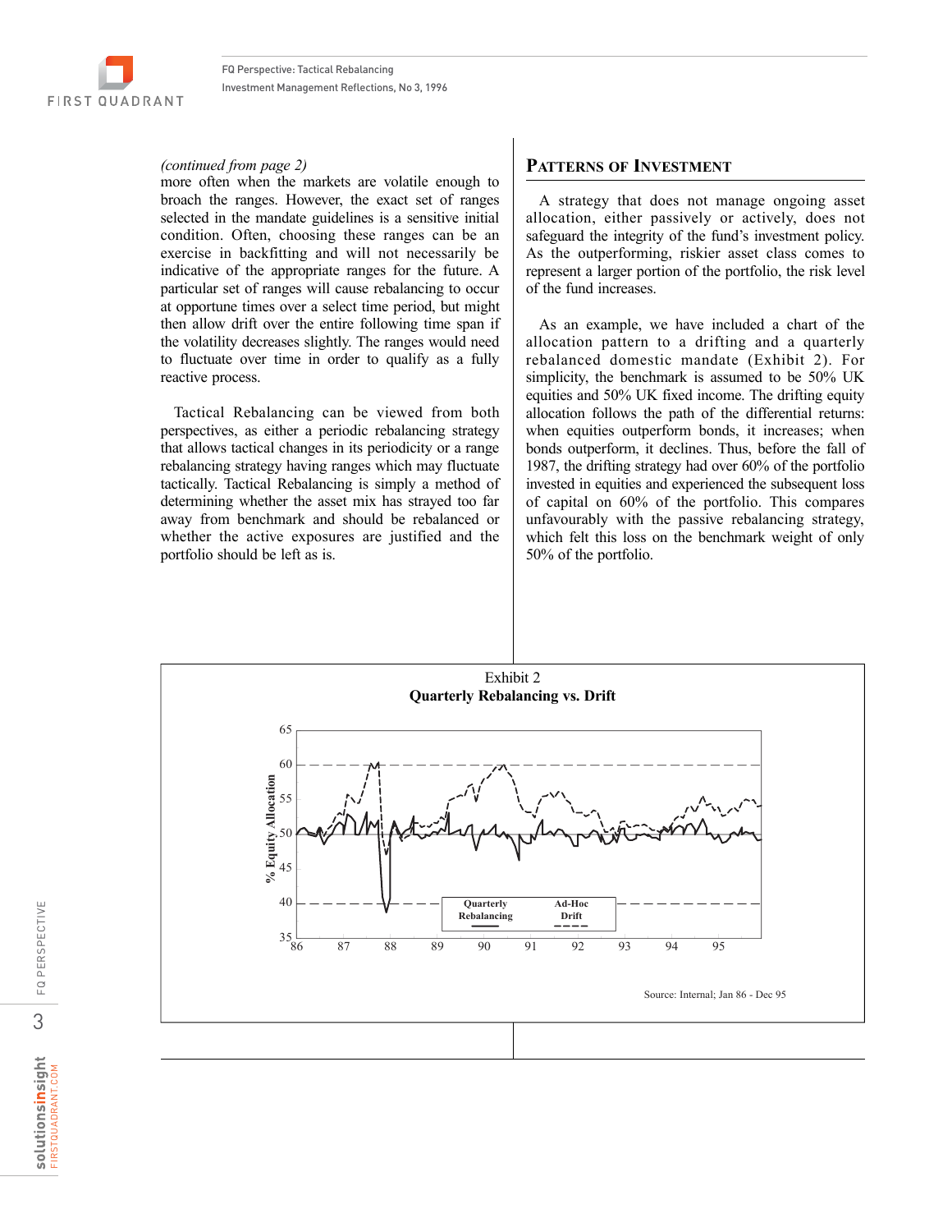*(continued from page 2)*
more often when the markets are volatile enough to broach the ranges. However, the exact set of ranges selected in the mandate guidelines is a sensitive initial condition. Often, choosing these ranges can be an exercise in backfitting and will not necessarily be indicative of the appropriate ranges for the future. A particular set of ranges will cause rebalancing to occur at opportune times over a select time period, but might then allow drift over the entire following time span if the volatility decreases slightly. The ranges would need to fluctuate over time in order to qualify as a fully reactive process.

Tactical Rebalancing can be viewed from both perspectives, as either a periodic rebalancing strategy that allows tactical changes in its periodicity or a range rebalancing strategy having ranges which may fluctuate tactically. Tactical Rebalancing is simply a method of determining whether the asset mix has strayed too far away from benchmark and should be rebalanced or whether the active exposures are justified and the portfolio should be left as is.

## Patterns of Investment

A strategy that does not manage ongoing asset allocation, either passively or actively, does not safeguard the integrity of the fund's investment policy. As the outperforming, riskier asset class comes to represent a larger portion of the portfolio, the risk level of the fund increases.

As an example, we have included a chart of the allocation pattern to a drifting and a quarterly rebalanced domestic mandate (Exhibit 2). For simplicity, the benchmark is assumed to be 50% UK equities and 50% UK fixed income. The drifting equity allocation follows the path of the differential returns: when equities outperform bonds, it increases; when bonds outperform, it declines. Thus, before the fall of 1987, the drifting strategy had over 60% of the portfolio invested in equities and experienced the subsequent loss of capital on 60% of the portfolio. This compares unfavourably with the passive rebalancing strategy, which felt this loss on the benchmark weight of only 50% of the portfolio.

Exhibit 2
**Quarterly Rebalancing vs. Drift**

Source: Internal; Jan 86 - Dec 95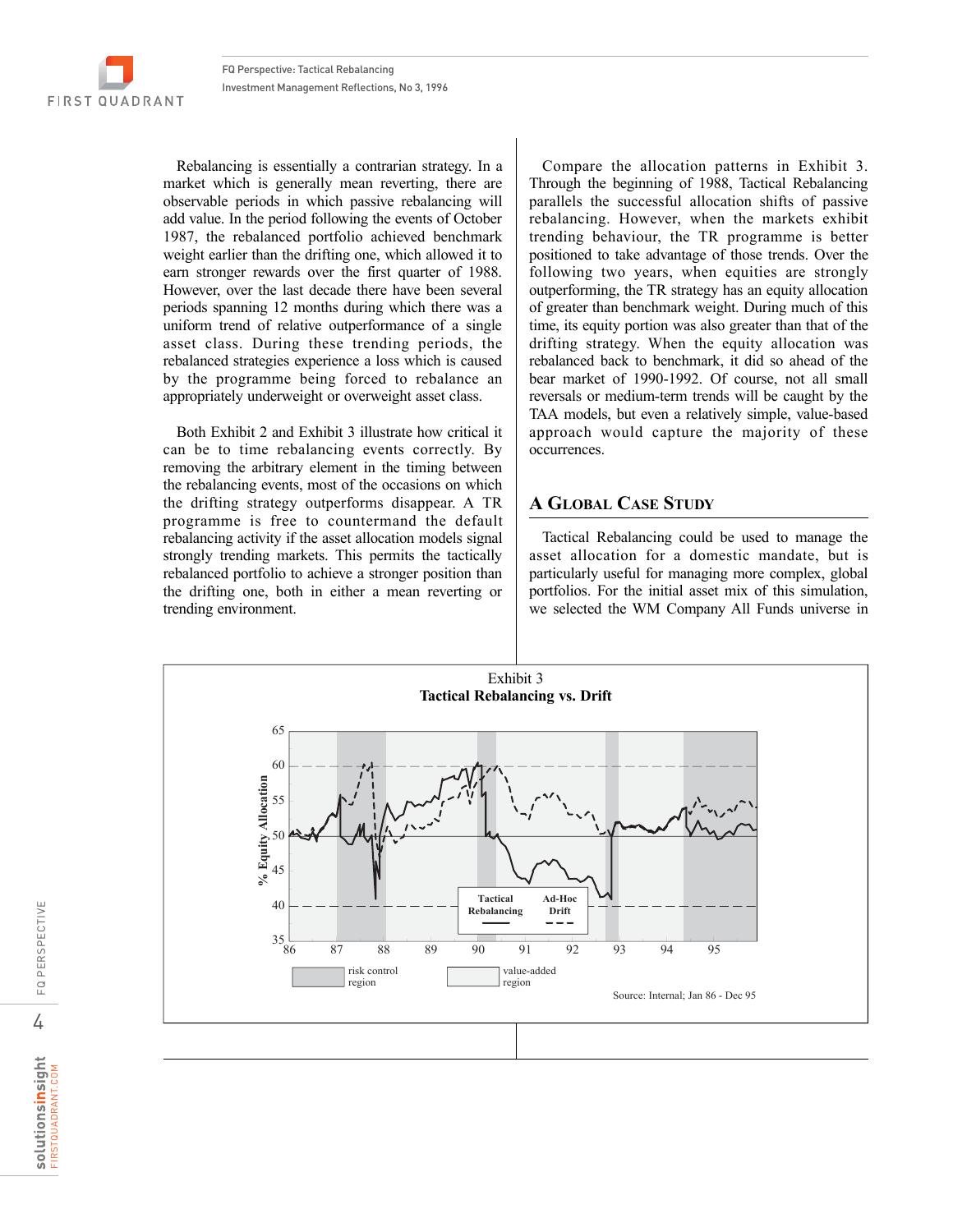Rebalancing is essentially a contrarian strategy. In a market which is generally mean reverting, there are observable periods in which passive rebalancing will add value. In the period following the events of October 1987, the rebalanced portfolio achieved benchmark weight earlier than the drifting one, which allowed it to earn stronger rewards over the first quarter of 1988. However, over the last decade there have been several periods spanning 12 months during which there was a uniform trend of relative outperformance of a single asset class. During these trending periods, the rebalanced strategies experience a loss which is caused by the programme being forced to rebalance an appropriately underweight or overweight asset class.

Both Exhibit 2 and Exhibit 3 illustrate how critical it can be to time rebalancing events correctly. By removing the arbitrary element in the timing between the rebalancing events, most of the occasions on which the drifting strategy outperforms disappear. A TR programme is free to countermand the default rebalancing activity if the asset allocation models signal strongly trending markets. This permits the tactically rebalanced portfolio to achieve a stronger position than the drifting one, both in either a mean reverting or trending environment.

Compare the allocation patterns in Exhibit 3. Through the beginning of 1988, Tactical Rebalancing parallels the successful allocation shifts of passive rebalancing. However, when the markets exhibit trending behaviour, the TR programme is better positioned to take advantage of those trends. Over the following two years, when equities are strongly outperforming, the TR strategy has an equity allocation of greater than benchmark weight. During much of this time, its equity portion was also greater than that of the drifting strategy. When the equity allocation was rebalanced back to benchmark, it did so ahead of the bear market of 1990-1992. Of course, not all small reversals or medium-term trends will be caught by the TAA models, but even a relatively simple, value-based approach would capture the majority of these occurrences.

## A Global Case Study

Tactical Rebalancing could be used to manage the asset allocation for a domestic mandate, but is particularly useful for managing more complex, global portfolios. For the initial asset mix of this simulation, we selected the WM Company All Funds universe in

Exhibit 3
**Tactical Rebalancing vs. Drift**

Source: Internal; Jan 86 - Dec 95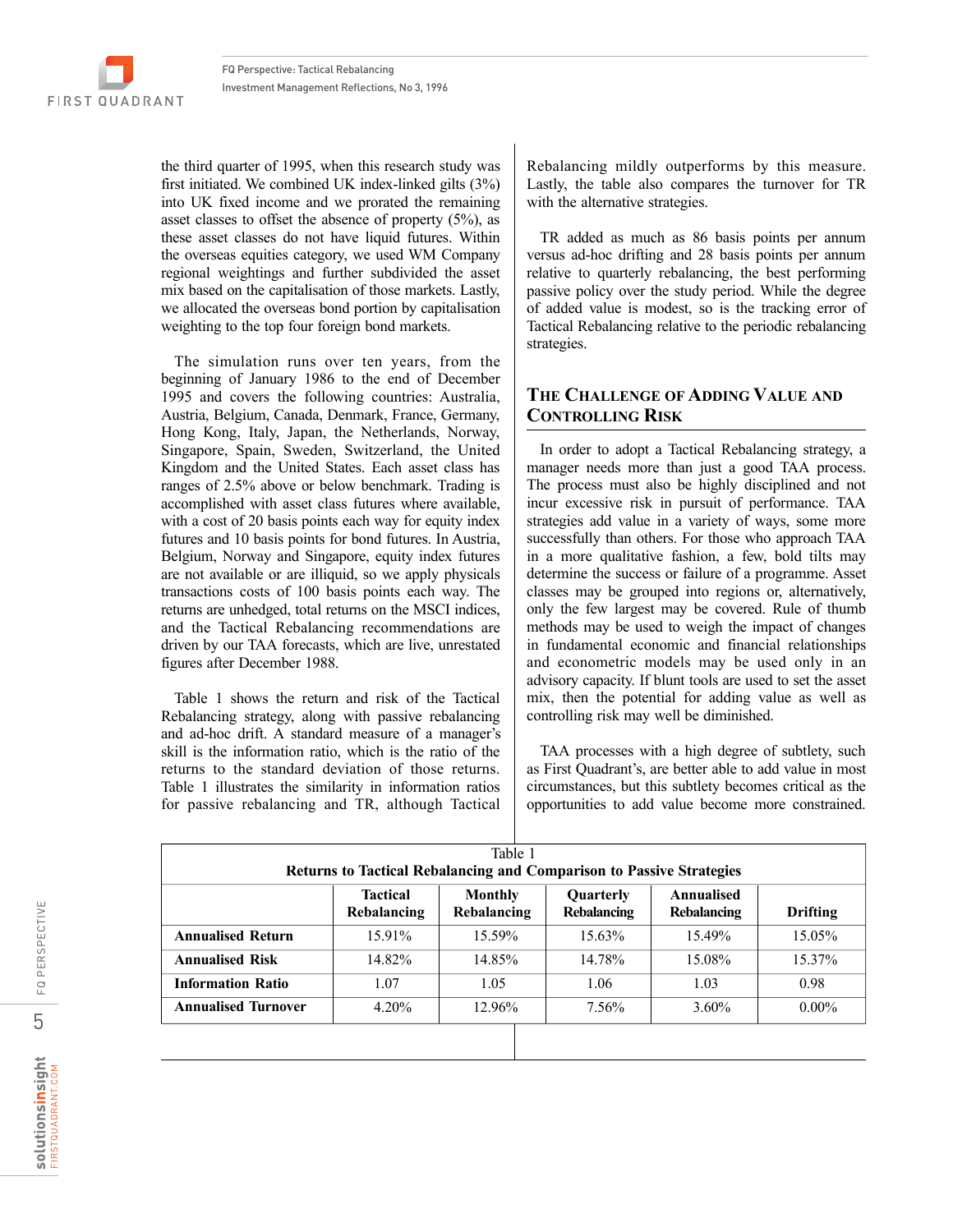the third quarter of 1995, when this research study was first initiated. We combined UK index-linked gilts (3%) into UK fixed income and we prorated the remaining asset classes to offset the absence of property (5%), as these asset classes do not have liquid futures. Within the overseas equities category, we used WM Company regional weightings and further subdivided the asset mix based on the capitalisation of those markets. Lastly, we allocated the overseas bond portion by capitalisation weighting to the top four foreign bond markets.

The simulation runs over ten years, from the beginning of January 1986 to the end of December 1995 and covers the following countries: Australia, Austria, Belgium, Canada, Denmark, France, Germany, Hong Kong, Italy, Japan, the Netherlands, Norway, Singapore, Spain, Sweden, Switzerland, the United Kingdom and the United States. Each asset class has ranges of 2.5% above or below benchmark. Trading is accomplished with asset class futures where available, with a cost of 20 basis points each way for equity index futures and 10 basis points for bond futures. In Austria, Belgium, Norway and Singapore, equity index futures are not available or are illiquid, so we apply physicals transactions costs of 100 basis points each way. The returns are unhedged, total returns on the MSCI indices, and the Tactical Rebalancing recommendations are driven by our TAA forecasts, which are live, unrestated figures after December 1988.

Table 1 shows the return and risk of the Tactical Rebalancing strategy, along with passive rebalancing and ad-hoc drift. A standard measure of a manager's skill is the information ratio, which is the ratio of the returns to the standard deviation of those returns. Table 1 illustrates the similarity in information ratios for passive rebalancing and TR, although Tactical Rebalancing mildly outperforms by this measure. Lastly, the table also compares the turnover for TR with the alternative strategies.

TR added as much as 86 basis points per annum versus ad-hoc drifting and 28 basis points per annum relative to quarterly rebalancing, the best performing passive policy over the study period. While the degree of added value is modest, so is the tracking error of Tactical Rebalancing relative to the periodic rebalancing strategies.

## The Challenge of Adding Value and Controlling Risk

In order to adopt a Tactical Rebalancing strategy, a manager needs more than just a good TAA process. The process must also be highly disciplined and not incur excessive risk in pursuit of performance. TAA strategies add value in a variety of ways, some more successfully than others. For those who approach TAA in a more qualitative fashion, a few, bold tilts may determine the success or failure of a programme. Asset classes may be grouped into regions or, alternatively, only the few largest may be covered. Rule of thumb methods may be used to weigh the impact of changes in fundamental economic and financial relationships and econometric models may be used only in an advisory capacity. If blunt tools are used to set the asset mix, then the potential for adding value as well as controlling risk may well be diminished.

TAA processes with a high degree of subtlety, such as First Quadrant's, are better able to add value in most circumstances, but this subtlety becomes critical as the opportunities to add value become more constrained.

Table 1
**Returns to Tactical Rebalancing and Comparison to Passive Strategies**

| | Tactical Rebalancing | Monthly Rebalancing | Quarterly Rebalancing | Annualised Rebalancing | Drifting |
|---|---|---|---|---|---|
| **Annualised Return** | 15.91% | 15.59% | 15.63% | 15.49% | 15.05% |
| **Annualised Risk** | 14.82% | 14.85% | 14.78% | 15.08% | 15.37% |
| **Information Ratio** | 1.07 | 1.05 | 1.06 | 1.03 | 0.98 |
| **Annualised Turnover** | 4.20% | 12.96% | 7.56% | 3.60% | 0.00% |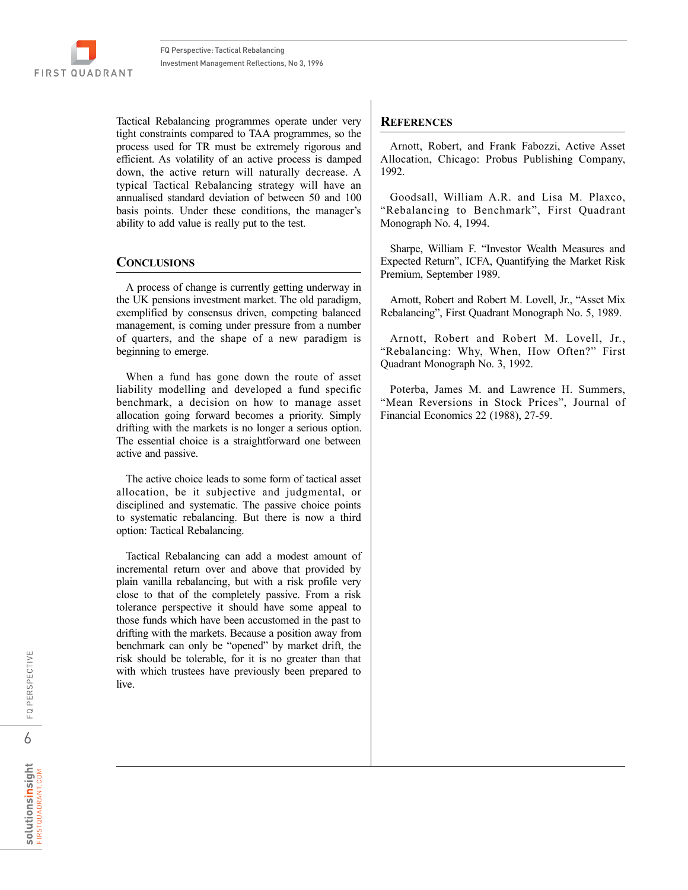Tactical Rebalancing programmes operate under very tight constraints compared to TAA programmes, so the process used for TR must be extremely rigorous and efficient. As volatility of an active process is damped down, the active return will naturally decrease. A typical Tactical Rebalancing strategy will have an annualised standard deviation of between 50 and 100 basis points. Under these conditions, the manager's ability to add value is really put to the test.

## Conclusions

A process of change is currently getting underway in the UK pensions investment market. The old paradigm, exemplified by consensus driven, competing balanced management, is coming under pressure from a number of quarters, and the shape of a new paradigm is beginning to emerge.

When a fund has gone down the route of asset liability modelling and developed a fund specific benchmark, a decision on how to manage asset allocation going forward becomes a priority. Simply drifting with the markets is no longer a serious option. The essential choice is a straightforward one between active and passive.

The active choice leads to some form of tactical asset allocation, be it subjective and judgmental, or disciplined and systematic. The passive choice points to systematic rebalancing. But there is now a third option: Tactical Rebalancing.

Tactical Rebalancing can add a modest amount of incremental return over and above that provided by plain vanilla rebalancing, but with a risk profile very close to that of the completely passive. From a risk tolerance perspective it should have some appeal to those funds which have been accustomed in the past to drifting with the markets. Because a position away from benchmark can only be "opened" by market drift, the risk should be tolerable, for it is no greater than that with which trustees have previously been prepared to live.

## References

Arnott, Robert, and Frank Fabozzi, Active Asset Allocation, Chicago: Probus Publishing Company, 1992.

Goodsall, William A.R. and Lisa M. Plaxco, "Rebalancing to Benchmark", First Quadrant Monograph No. 4, 1994.

Sharpe, William F. "Investor Wealth Measures and Expected Return", ICFA, Quantifying the Market Risk Premium, September 1989.

Arnott, Robert and Robert M. Lovell, Jr., "Asset Mix Rebalancing", First Quadrant Monograph No. 5, 1989.

Arnott, Robert and Robert M. Lovell, Jr., "Rebalancing: Why, When, How Often?" First Quadrant Monograph No. 3, 1992.

Poterba, James M. and Lawrence H. Summers, "Mean Reversions in Stock Prices", Journal of Financial Economics 22 (1988), 27-59.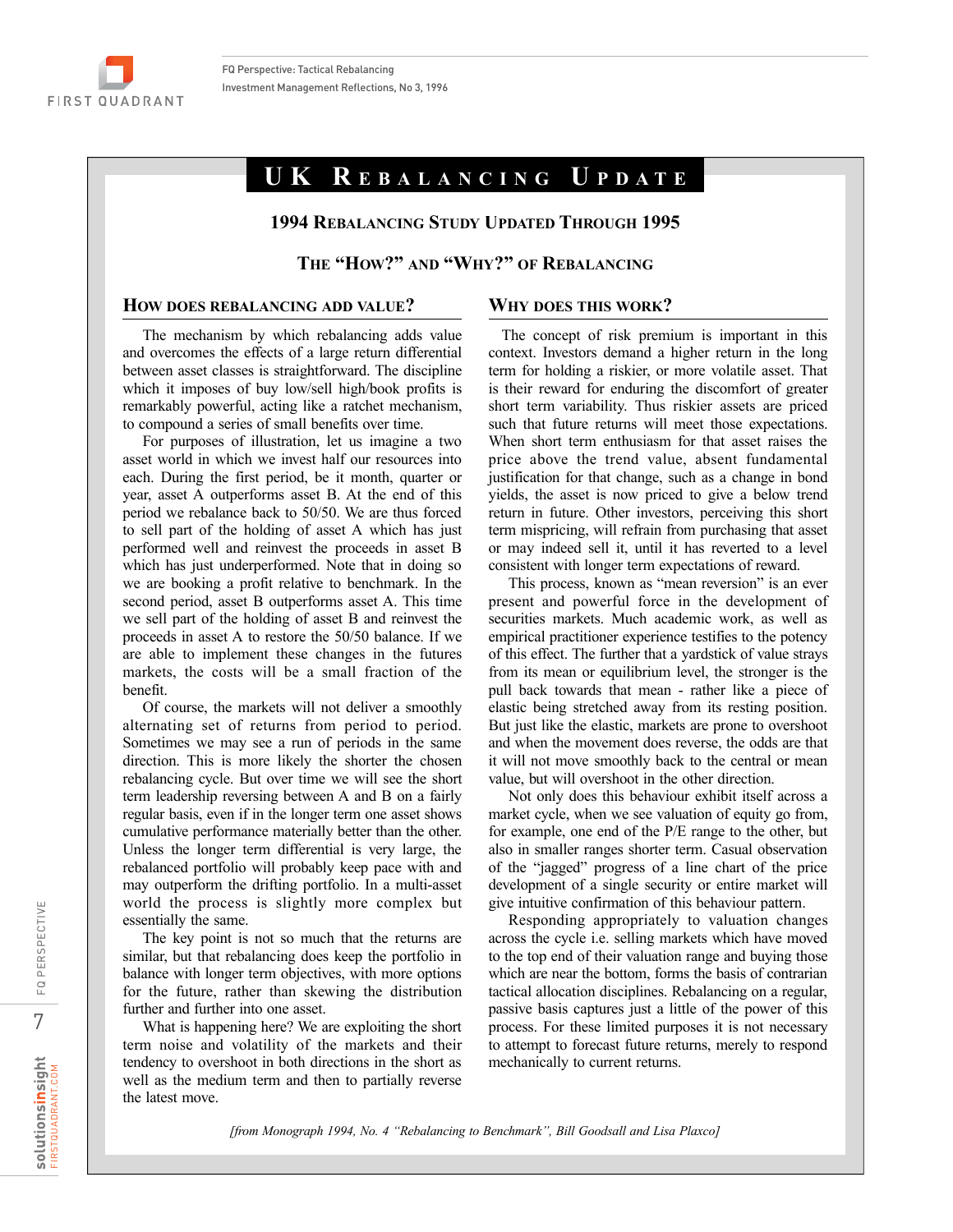# UK Rebalancing Update

## 1994 Rebalancing Study Updated Through 1995

## The "How?" and "Why?" of Rebalancing

### How does rebalancing add value?

The mechanism by which rebalancing adds value and overcomes the effects of a large return differential between asset classes is straightforward. The discipline which it imposes of buy low/sell high/book profits is remarkably powerful, acting like a ratchet mechanism, to compound a series of small benefits over time.

For purposes of illustration, let us imagine a two asset world in which we invest half our resources into each. During the first period, be it month, quarter or year, asset A outperforms asset B. At the end of this period we rebalance back to 50/50. We are thus forced to sell part of the holding of asset A which has just performed well and reinvest the proceeds in asset B which has just underperformed. Note that in doing so we are booking a profit relative to benchmark. In the second period, asset B outperforms asset A. This time we sell part of the holding of asset B and reinvest the proceeds in asset A to restore the 50/50 balance. If we are able to implement these changes in the futures markets, the costs will be a small fraction of the benefit.

Of course, the markets will not deliver a smoothly alternating set of returns from period to period. Sometimes we may see a run of periods in the same direction. This is more likely the shorter the chosen rebalancing cycle. But over time we will see the short term leadership reversing between A and B on a fairly regular basis, even if in the longer term one asset shows cumulative performance materially better than the other. Unless the longer term differential is very large, the rebalanced portfolio will probably keep pace with and may outperform the drifting portfolio. In a multi-asset world the process is slightly more complex but essentially the same.

The key point is not so much that the returns are similar, but that rebalancing does keep the portfolio in balance with longer term objectives, with more options for the future, rather than skewing the distribution further and further into one asset.

What is happening here? We are exploiting the short term noise and volatility of the markets and their tendency to overshoot in both directions in the short as well as the medium term and then to partially reverse the latest move.

### Why does this work?

The concept of risk premium is important in this context. Investors demand a higher return in the long term for holding a riskier, or more volatile asset. That is their reward for enduring the discomfort of greater short term variability. Thus riskier assets are priced such that future returns will meet those expectations. When short term enthusiasm for that asset raises the price above the trend value, absent fundamental justification for that change, such as a change in bond yields, the asset is now priced to give a below trend return in future. Other investors, perceiving this short term mispricing, will refrain from purchasing that asset or may indeed sell it, until it has reverted to a level consistent with longer term expectations of reward.

This process, known as "mean reversion" is an ever present and powerful force in the development of securities markets. Much academic work, as well as empirical practitioner experience testifies to the potency of this effect. The further that a yardstick of value strays from its mean or equilibrium level, the stronger is the pull back towards that mean - rather like a piece of elastic being stretched away from its resting position. But just like the elastic, markets are prone to overshoot and when the movement does reverse, the odds are that it will not move smoothly back to the central or mean value, but will overshoot in the other direction.

Not only does this behaviour exhibit itself across a market cycle, when we see valuation of equity go from, for example, one end of the P/E range to the other, but also in smaller ranges shorter term. Casual observation of the "jagged" progress of a line chart of the price development of a single security or entire market will give intuitive confirmation of this behaviour pattern.

Responding appropriately to valuation changes across the cycle i.e. selling markets which have moved to the top end of their valuation range and buying those which are near the bottom, forms the basis of contrarian tactical allocation disciplines. Rebalancing on a regular, passive basis captures just a little of the power of this process. For these limited purposes it is not necessary to attempt to forecast future returns, merely to respond mechanically to current returns.

*[from Monograph 1994, No. 4 "Rebalancing to Benchmark", Bill Goodsall and Lisa Plaxco]*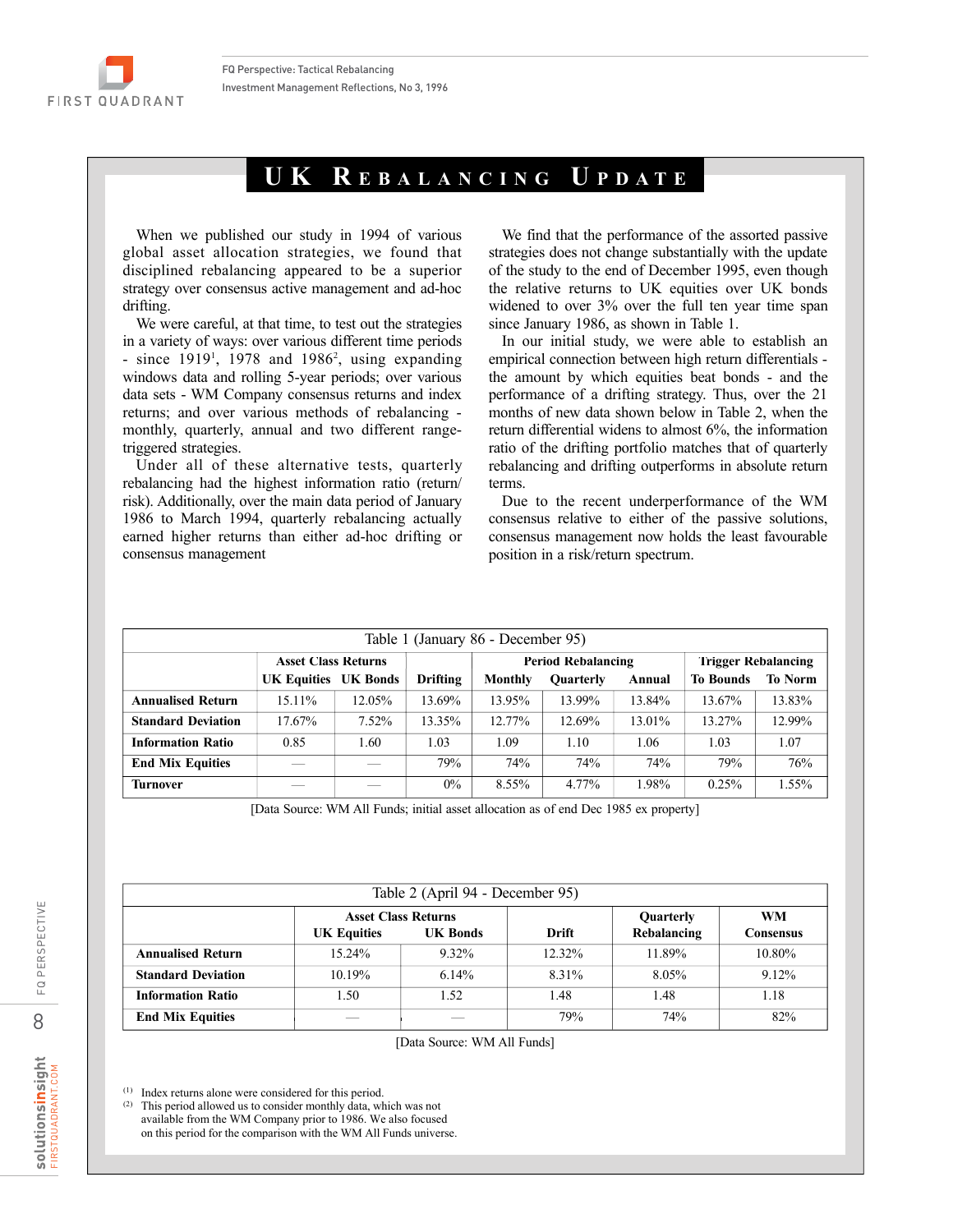# UK Rebalancing Update

When we published our study in 1994 of various global asset allocation strategies, we found that disciplined rebalancing appeared to be a superior strategy over consensus active management and ad-hoc drifting.

We were careful, at that time, to test out the strategies in a variety of ways: over various different time periods - since 1919[1], 1978 and 1986[2], using expanding windows data and rolling 5-year periods; over various data sets - WM Company consensus returns and index returns; and over various methods of rebalancing - monthly, quarterly, annual and two different range-triggered strategies.

Under all of these alternative tests, quarterly rebalancing had the highest information ratio (return/risk). Additionally, over the main data period of January 1986 to March 1994, quarterly rebalancing actually earned higher returns than either ad-hoc drifting or consensus management

We find that the performance of the assorted passive strategies does not change substantially with the update of the study to the end of December 1995, even though the relative returns to UK equities over UK bonds widened to over 3% over the full ten year time span since January 1986, as shown in Table 1.

In our initial study, we were able to establish an empirical connection between high return differentials - the amount by which equities beat bonds - and the performance of a drifting strategy. Thus, over the 21 months of new data shown below in Table 2, when the return differential widens to almost 6%, the information ratio of the drifting portfolio matches that of quarterly rebalancing and drifting outperforms in absolute return terms.

Due to the recent underperformance of the WM consensus relative to either of the passive solutions, consensus management now holds the least favourable position in a risk/return spectrum.

Table 1 (January 86 - December 95)

| | Asset Class Returns | | | Period Rebalancing | | | Trigger Rebalancing | |
|---|---|---|---|---|---|---|---|---|
| | UK Equities | UK Bonds | Drifting | Monthly | Quarterly | Annual | To Bounds | To Norm |
| **Annualised Return** | 15.11% | 12.05% | 13.69% | 13.95% | 13.99% | 13.84% | 13.67% | 13.83% |
| **Standard Deviation** | 17.67% | 7.52% | 13.35% | 12.77% | 12.69% | 13.01% | 13.27% | 12.99% |
| **Information Ratio** | 0.85 | 1.60 | 1.03 | 1.09 | 1.10 | 1.06 | 1.03 | 1.07 |
| **End Mix Equities** | — | — | 79% | 74% | 74% | 74% | 79% | 76% |
| **Turnover** | — | — | 0% | 8.55% | 4.77% | 1.98% | 0.25% | 1.55% |

[Data Source: WM All Funds; initial asset allocation as of end Dec 1985 ex property]

Table 2 (April 94 - December 95)

| | Asset Class Returns | | | | |
|---|---|---|---|---|---|
| | UK Equities | UK Bonds | Drift | Quarterly Rebalancing | WM Consensus |
| **Annualised Return** | 15.24% | 9.32% | 12.32% | 11.89% | 10.80% |
| **Standard Deviation** | 10.19% | 6.14% | 8.31% | 8.05% | 9.12% |
| **Information Ratio** | 1.50 | 1.52 | 1.48 | 1.48 | 1.18 |
| **End Mix Equities** | — | — | 79% | 74% | 82% |

[Data Source: WM All Funds]

(1) Index returns alone were considered for this period.

(2) This period allowed us to consider monthly data, which was not available from the WM Company prior to 1986. We also focused on this period for the comparison with the WM All Funds universe.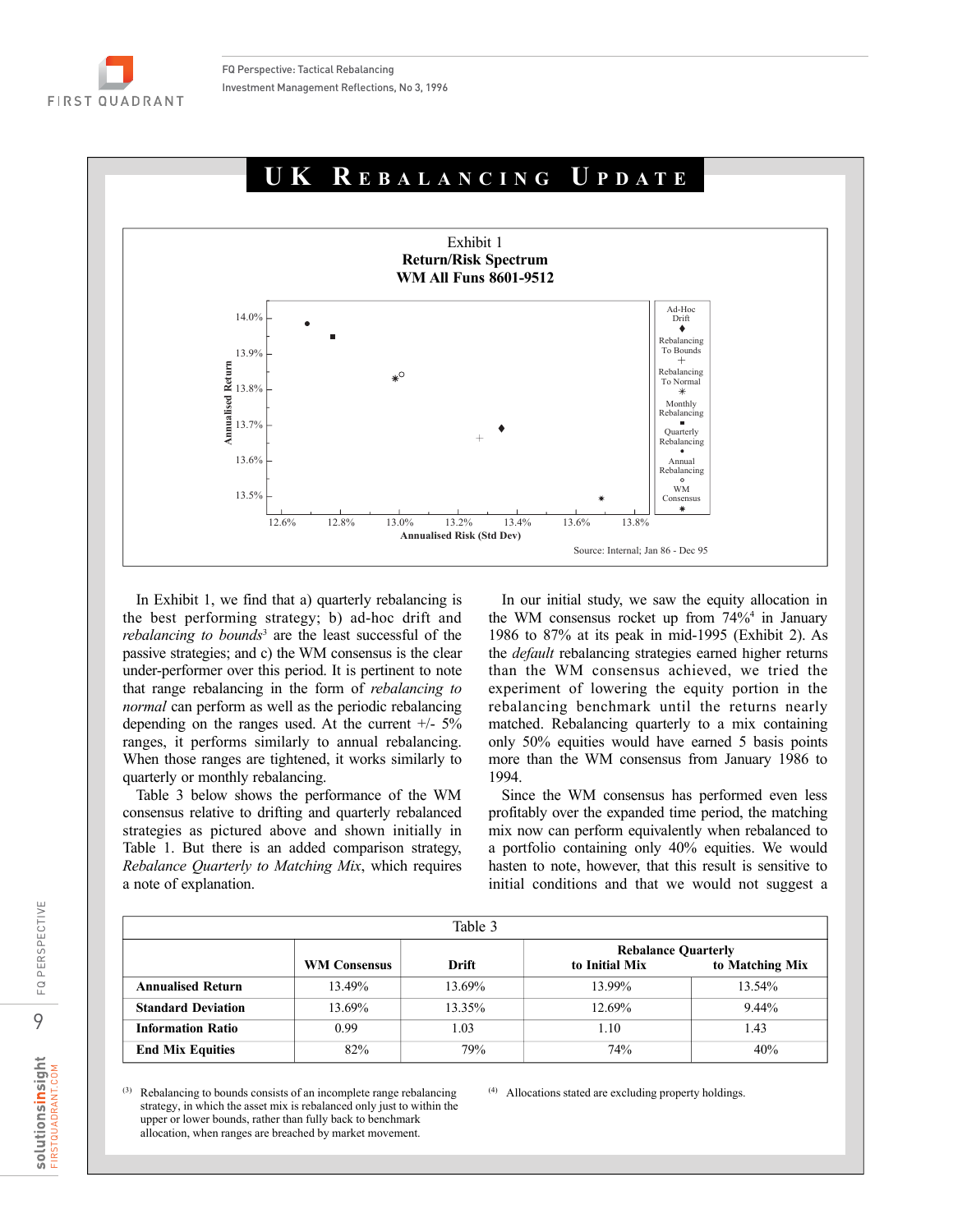# UK Rebalancing Update

Exhibit 1
**Return/Risk Spectrum**
**WM All Funs 8601-9512**

Source: Internal; Jan 86 - Dec 95

In Exhibit 1, we find that a) quarterly rebalancing is the best performing strategy; b) ad-hoc drift and *rebalancing to bounds*[3] are the least successful of the passive strategies; and c) the WM consensus is the clear under-performer over this period. It is pertinent to note that range rebalancing in the form of *rebalancing to normal* can perform as well as the periodic rebalancing depending on the ranges used. At the current +/- 5% ranges, it performs similarly to annual rebalancing. When those ranges are tightened, it works similarly to quarterly or monthly rebalancing.

Table 3 below shows the performance of the WM consensus relative to drifting and quarterly rebalanced strategies as pictured above and shown initially in Table 1. But there is an added comparison strategy, *Rebalance Quarterly to Matching Mix*, which requires a note of explanation.

In our initial study, we saw the equity allocation in the WM consensus rocket up from 74%[4] in January 1986 to 87% at its peak in mid-1995 (Exhibit 2). As the *default* rebalancing strategies earned higher returns than the WM consensus achieved, we tried the experiment of lowering the equity portion in the rebalancing benchmark until the returns nearly matched. Rebalancing quarterly to a mix containing only 50% equities would have earned 5 basis points more than the WM consensus from January 1986 to 1994.

Since the WM consensus has performed even less profitably over the expanded time period, the matching mix now can perform equivalently when rebalanced to a portfolio containing only 40% equities. We would hasten to note, however, that this result is sensitive to initial conditions and that we would not suggest a

Table 3

| | WM Consensus | Drift | Rebalance Quarterly to Initial Mix | Rebalance Quarterly to Matching Mix |
|---|---|---|---|---|
| **Annualised Return** | 13.49% | 13.69% | 13.99% | 13.54% |
| **Standard Deviation** | 13.69% | 13.35% | 12.69% | 9.44% |
| **Information Ratio** | 0.99 | 1.03 | 1.10 | 1.43 |
| **End Mix Equities** | 82% | 79% | 74% | 40% |

[3] Rebalancing to bounds consists of an incomplete range rebalancing strategy, in which the asset mix is rebalanced only just to within the upper or lower bounds, rather than fully back to benchmark allocation, when ranges are breached by market movement.

[4] Allocations stated are excluding property holdings.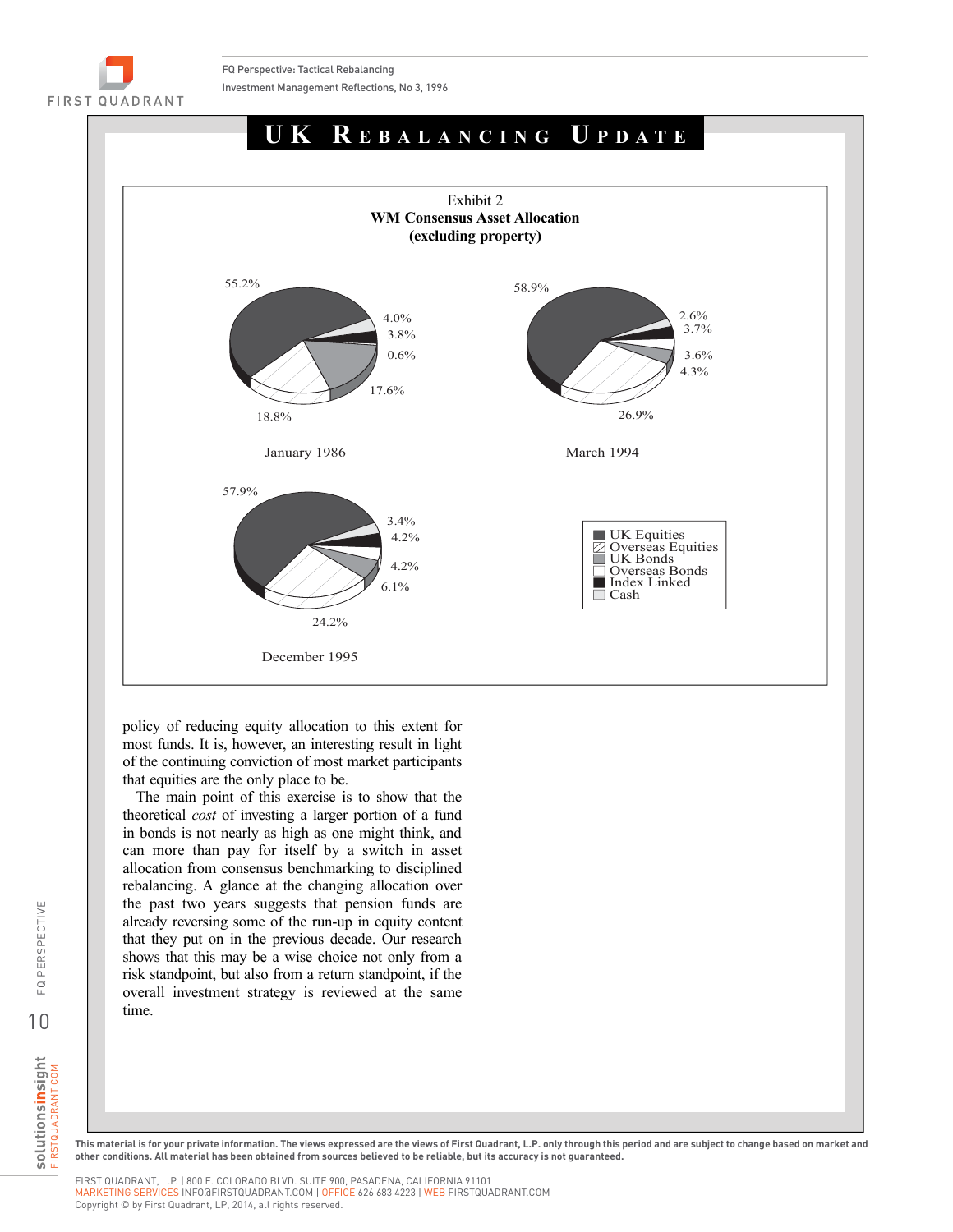## UK Rebalancing Update

Exhibit 2
**WM Consensus Asset Allocation**
**(excluding property)**

January 1986

55.2%
4.0%
3.8%
0.6%
17.6%
18.8%

March 1994

58.9%
2.6%
3.7%
3.6%
4.3%
26.9%

December 1995

57.9%
3.4%
4.2%
4.2%
6.1%
24.2%

UK Equities
Overseas Equities
UK Bonds
Overseas Bonds
Index Linked
Cash

policy of reducing equity allocation to this extent for most funds. It is, however, an interesting result in light of the continuing conviction of most market participants that equities are the only place to be.

The main point of this exercise is to show that the theoretical *cost* of investing a larger portion of a fund in bonds is not nearly as high as one might think, and can more than pay for itself by a switch in asset allocation from consensus benchmarking to disciplined rebalancing. A glance at the changing allocation over the past two years suggests that pension funds are already reversing some of the run-up in equity content that they put on in the previous decade. Our research shows that this may be a wise choice not only from a risk standpoint, but also from a return standpoint, if the overall investment strategy is reviewed at the same time.

**This material is for your private information. The views expressed are the views of First Quadrant, L.P. only through this period and are subject to change based on market and other conditions. All material has been obtained from sources believed to be reliable, but its accuracy is not guaranteed.**

FIRST QUADRANT, L.P. | 800 E. COLORADO BLVD. SUITE 900, PASADENA, CALIFORNIA 91101
MARKETING SERVICES INFO@FIRSTQUADRANT.COM | OFFICE 626 683 4223 | WEB FIRSTQUADRANT.COM
Copyright © by First Quadrant, LP, 2014, all rights reserved.